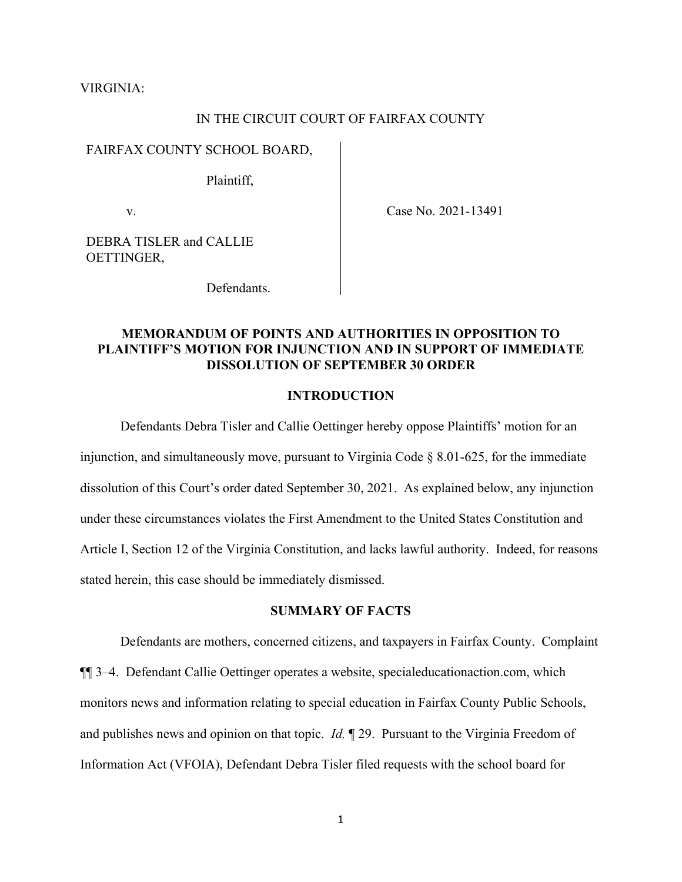VIRGINIA:

IN THE CIRCUIT COURT OF FAIRFAX COUNTY

| | |
|---|---|
| FAIRFAX COUNTY SCHOOL BOARD,<br><br>Plaintiff,<br><br>v.<br><br>DEBRA TISLER and CALLIE OETTINGER,<br><br>Defendants. | Case No. 2021-13491 |

**MEMORANDUM OF POINTS AND AUTHORITIES IN OPPOSITION TO PLAINTIFF'S MOTION FOR INJUNCTION AND IN SUPPORT OF IMMEDIATE DISSOLUTION OF SEPTEMBER 30 ORDER**

**INTRODUCTION**

Defendants Debra Tisler and Callie Oettinger hereby oppose Plaintiffs' motion for an injunction, and simultaneously move, pursuant to Virginia Code § 8.01-625, for the immediate dissolution of this Court's order dated September 30, 2021. As explained below, any injunction under these circumstances violates the First Amendment to the United States Constitution and Article I, Section 12 of the Virginia Constitution, and lacks lawful authority. Indeed, for reasons stated herein, this case should be immediately dismissed.

**SUMMARY OF FACTS**

Defendants are mothers, concerned citizens, and taxpayers in Fairfax County. Complaint ¶¶ 3–4. Defendant Callie Oettinger operates a website, specialeducationaction.com, which monitors news and information relating to special education in Fairfax County Public Schools, and publishes news and opinion on that topic. *Id.* ¶ 29. Pursuant to the Virginia Freedom of Information Act (VFOIA), Defendant Debra Tisler filed requests with the school board for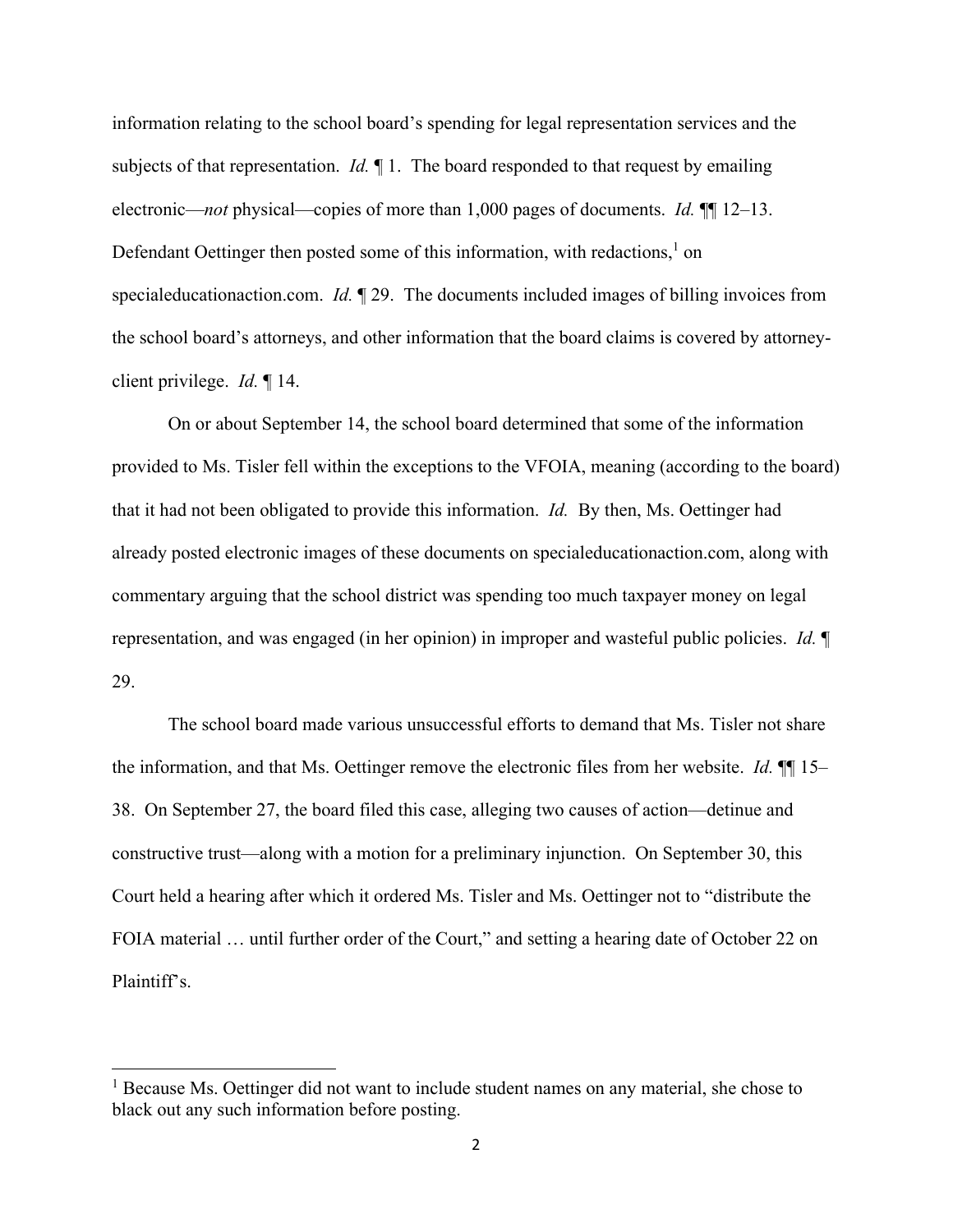information relating to the school board's spending for legal representation services and the subjects of that representation. *Id.* ¶ 1. The board responded to that request by emailing electronic—*not* physical—copies of more than 1,000 pages of documents. *Id.* ¶¶ 12–13. Defendant Oettinger then posted some of this information, with redactions,[1] on specialeducationaction.com. *Id.* ¶ 29. The documents included images of billing invoices from the school board's attorneys, and other information that the board claims is covered by attorney-client privilege. *Id.* ¶ 14.

On or about September 14, the school board determined that some of the information provided to Ms. Tisler fell within the exceptions to the VFOIA, meaning (according to the board) that it had not been obligated to provide this information. *Id.* By then, Ms. Oettinger had already posted electronic images of these documents on specialeducationaction.com, along with commentary arguing that the school district was spending too much taxpayer money on legal representation, and was engaged (in her opinion) in improper and wasteful public policies. *Id.* ¶ 29.

The school board made various unsuccessful efforts to demand that Ms. Tisler not share the information, and that Ms. Oettinger remove the electronic files from her website. *Id.* ¶¶ 15–38. On September 27, the board filed this case, alleging two causes of action—detinue and constructive trust—along with a motion for a preliminary injunction. On September 30, this Court held a hearing after which it ordered Ms. Tisler and Ms. Oettinger not to "distribute the FOIA material … until further order of the Court," and setting a hearing date of October 22 on Plaintiff's.

[1] Because Ms. Oettinger did not want to include student names on any material, she chose to black out any such information before posting.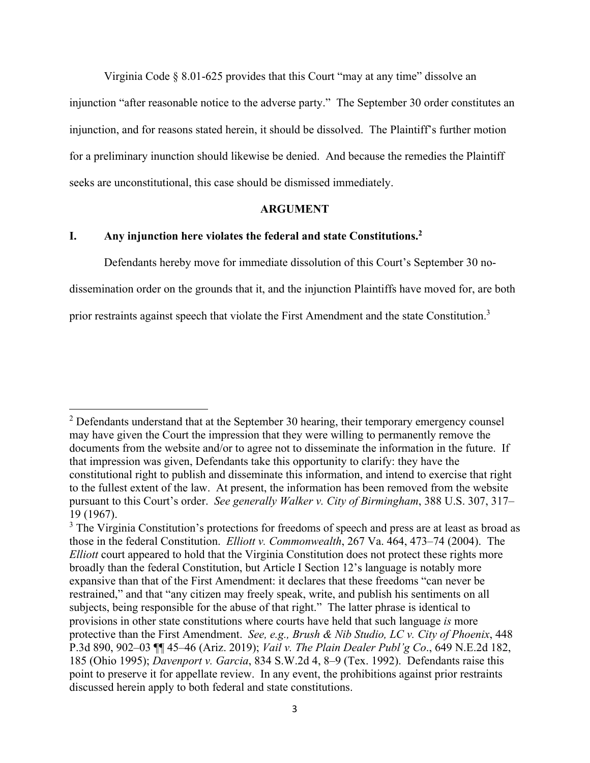Virginia Code § 8.01-625 provides that this Court "may at any time" dissolve an injunction "after reasonable notice to the adverse party." The September 30 order constitutes an injunction, and for reasons stated herein, it should be dissolved. The Plaintiff's further motion for a preliminary inunction should likewise be denied. And because the remedies the Plaintiff seeks are unconstitutional, this case should be dismissed immediately.

## ARGUMENT

### I. Any injunction here violates the federal and state Constitutions.[2]

Defendants hereby move for immediate dissolution of this Court's September 30 no-dissemination order on the grounds that it, and the injunction Plaintiffs have moved for, are both prior restraints against speech that violate the First Amendment and the state Constitution.[3]

---

[2] Defendants understand that at the September 30 hearing, their temporary emergency counsel may have given the Court the impression that they were willing to permanently remove the documents from the website and/or to agree not to disseminate the information in the future. If that impression was given, Defendants take this opportunity to clarify: they have the constitutional right to publish and disseminate this information, and intend to exercise that right to the fullest extent of the law. At present, the information has been removed from the website pursuant to this Court's order. *See generally Walker v. City of Birmingham*, 388 U.S. 307, 317–19 (1967).

[3] The Virginia Constitution's protections for freedoms of speech and press are at least as broad as those in the federal Constitution. *Elliott v. Commonwealth*, 267 Va. 464, 473–74 (2004). The *Elliott* court appeared to hold that the Virginia Constitution does not protect these rights more broadly than the federal Constitution, but Article I Section 12's language is notably more expansive than that of the First Amendment: it declares that these freedoms "can never be restrained," and that "any citizen may freely speak, write, and publish his sentiments on all subjects, being responsible for the abuse of that right." The latter phrase is identical to provisions in other state constitutions where courts have held that such language *is* more protective than the First Amendment. *See, e.g., Brush & Nib Studio, LC v. City of Phoenix*, 448 P.3d 890, 902–03 ¶¶ 45–46 (Ariz. 2019); *Vail v. The Plain Dealer Publ'g Co*., 649 N.E.2d 182, 185 (Ohio 1995); *Davenport v. Garcia*, 834 S.W.2d 4, 8–9 (Tex. 1992). Defendants raise this point to preserve it for appellate review. In any event, the prohibitions against prior restraints discussed herein apply to both federal and state constitutions.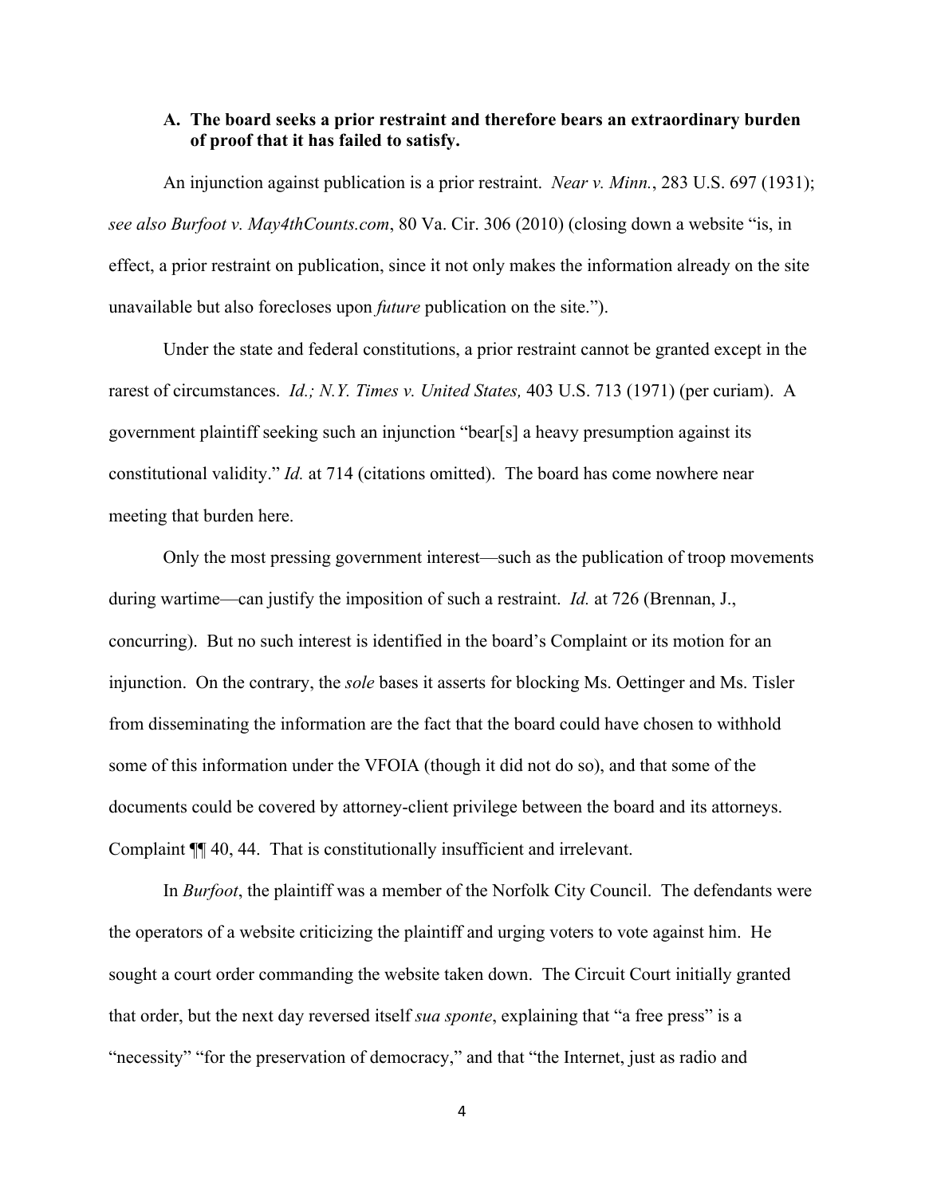### A. The board seeks a prior restraint and therefore bears an extraordinary burden of proof that it has failed to satisfy.

An injunction against publication is a prior restraint. *Near v. Minn.*, 283 U.S. 697 (1931); *see also Burfoot v. May4thCounts.com*, 80 Va. Cir. 306 (2010) (closing down a website "is, in effect, a prior restraint on publication, since it not only makes the information already on the site unavailable but also forecloses upon *future* publication on the site.").

Under the state and federal constitutions, a prior restraint cannot be granted except in the rarest of circumstances. *Id.; N.Y. Times v. United States,* 403 U.S. 713 (1971) (per curiam). A government plaintiff seeking such an injunction "bear[s] a heavy presumption against its constitutional validity." *Id.* at 714 (citations omitted). The board has come nowhere near meeting that burden here.

Only the most pressing government interest—such as the publication of troop movements during wartime—can justify the imposition of such a restraint. *Id.* at 726 (Brennan, J., concurring). But no such interest is identified in the board's Complaint or its motion for an injunction. On the contrary, the *sole* bases it asserts for blocking Ms. Oettinger and Ms. Tisler from disseminating the information are the fact that the board could have chosen to withhold some of this information under the VFOIA (though it did not do so), and that some of the documents could be covered by attorney-client privilege between the board and its attorneys. Complaint ¶¶ 40, 44. That is constitutionally insufficient and irrelevant.

In *Burfoot*, the plaintiff was a member of the Norfolk City Council. The defendants were the operators of a website criticizing the plaintiff and urging voters to vote against him. He sought a court order commanding the website taken down. The Circuit Court initially granted that order, but the next day reversed itself *sua sponte*, explaining that "a free press" is a "necessity" "for the preservation of democracy," and that "the Internet, just as radio and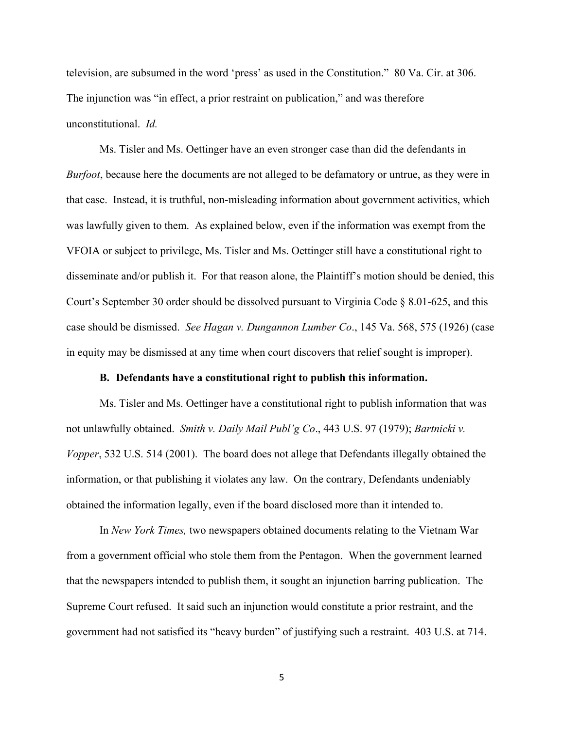television, are subsumed in the word 'press' as used in the Constitution." 80 Va. Cir. at 306. The injunction was "in effect, a prior restraint on publication," and was therefore unconstitutional. *Id.*

Ms. Tisler and Ms. Oettinger have an even stronger case than did the defendants in *Burfoot*, because here the documents are not alleged to be defamatory or untrue, as they were in that case. Instead, it is truthful, non-misleading information about government activities, which was lawfully given to them. As explained below, even if the information was exempt from the VFOIA or subject to privilege, Ms. Tisler and Ms. Oettinger still have a constitutional right to disseminate and/or publish it. For that reason alone, the Plaintiff's motion should be denied, this Court's September 30 order should be dissolved pursuant to Virginia Code § 8.01-625, and this case should be dismissed. *See Hagan v. Dungannon Lumber Co*., 145 Va. 568, 575 (1926) (case in equity may be dismissed at any time when court discovers that relief sought is improper).

**B. Defendants have a constitutional right to publish this information.**

Ms. Tisler and Ms. Oettinger have a constitutional right to publish information that was not unlawfully obtained. *Smith v. Daily Mail Publ'g Co*., 443 U.S. 97 (1979); *Bartnicki v. Vopper*, 532 U.S. 514 (2001). The board does not allege that Defendants illegally obtained the information, or that publishing it violates any law. On the contrary, Defendants undeniably obtained the information legally, even if the board disclosed more than it intended to.

In *New York Times,* two newspapers obtained documents relating to the Vietnam War from a government official who stole them from the Pentagon. When the government learned that the newspapers intended to publish them, it sought an injunction barring publication. The Supreme Court refused. It said such an injunction would constitute a prior restraint, and the government had not satisfied its "heavy burden" of justifying such a restraint. 403 U.S. at 714.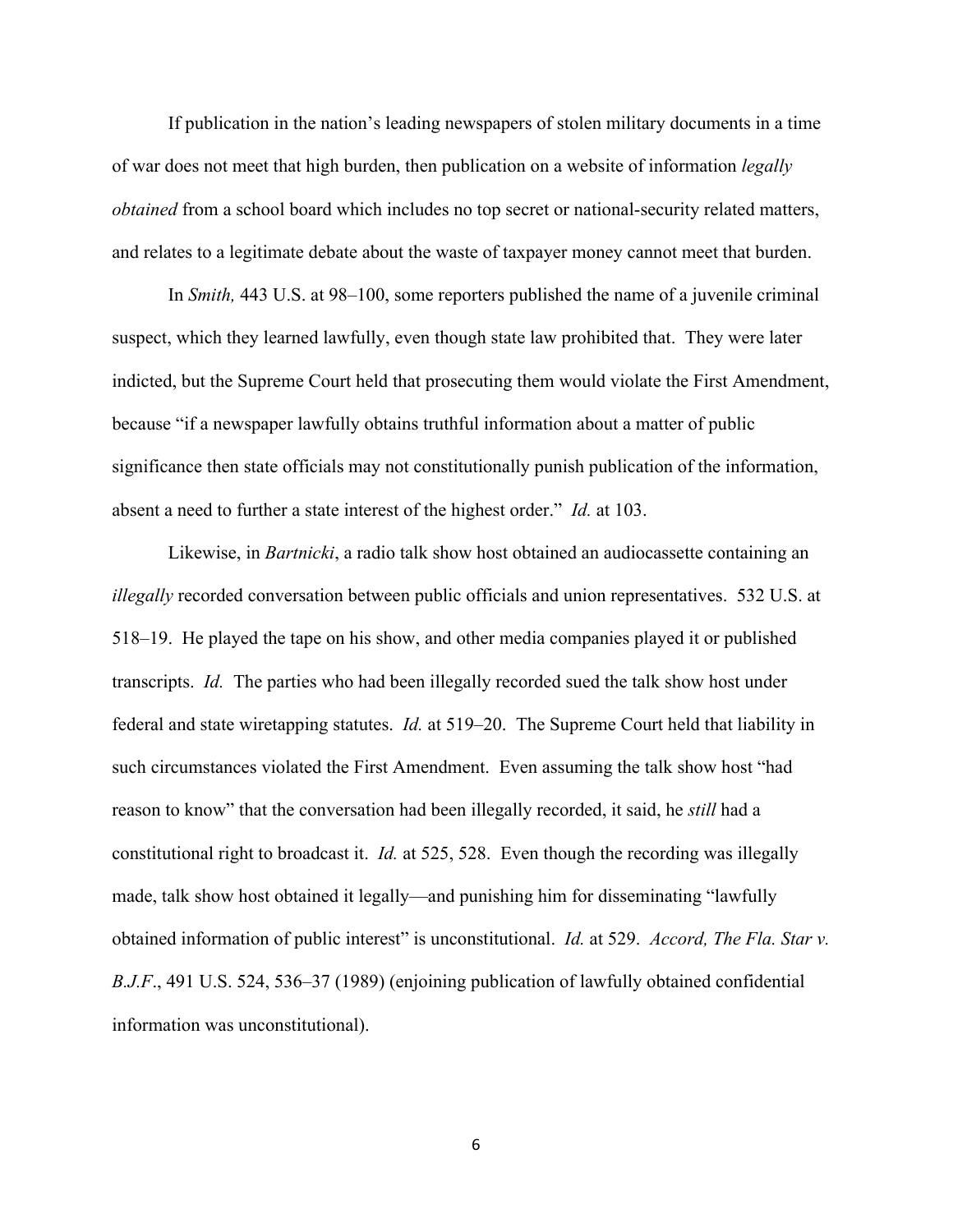If publication in the nation's leading newspapers of stolen military documents in a time of war does not meet that high burden, then publication on a website of information *legally obtained* from a school board which includes no top secret or national-security related matters, and relates to a legitimate debate about the waste of taxpayer money cannot meet that burden.

In *Smith,* 443 U.S. at 98–100, some reporters published the name of a juvenile criminal suspect, which they learned lawfully, even though state law prohibited that. They were later indicted, but the Supreme Court held that prosecuting them would violate the First Amendment, because "if a newspaper lawfully obtains truthful information about a matter of public significance then state officials may not constitutionally punish publication of the information, absent a need to further a state interest of the highest order." *Id.* at 103.

Likewise, in *Bartnicki*, a radio talk show host obtained an audiocassette containing an *illegally* recorded conversation between public officials and union representatives. 532 U.S. at 518–19. He played the tape on his show, and other media companies played it or published transcripts. *Id.* The parties who had been illegally recorded sued the talk show host under federal and state wiretapping statutes. *Id.* at 519–20. The Supreme Court held that liability in such circumstances violated the First Amendment. Even assuming the talk show host "had reason to know" that the conversation had been illegally recorded, it said, he *still* had a constitutional right to broadcast it. *Id.* at 525, 528. Even though the recording was illegally made, talk show host obtained it legally—and punishing him for disseminating "lawfully obtained information of public interest" is unconstitutional. *Id.* at 529. *Accord, The Fla. Star v. B.J.F.*, 491 U.S. 524, 536–37 (1989) (enjoining publication of lawfully obtained confidential information was unconstitutional).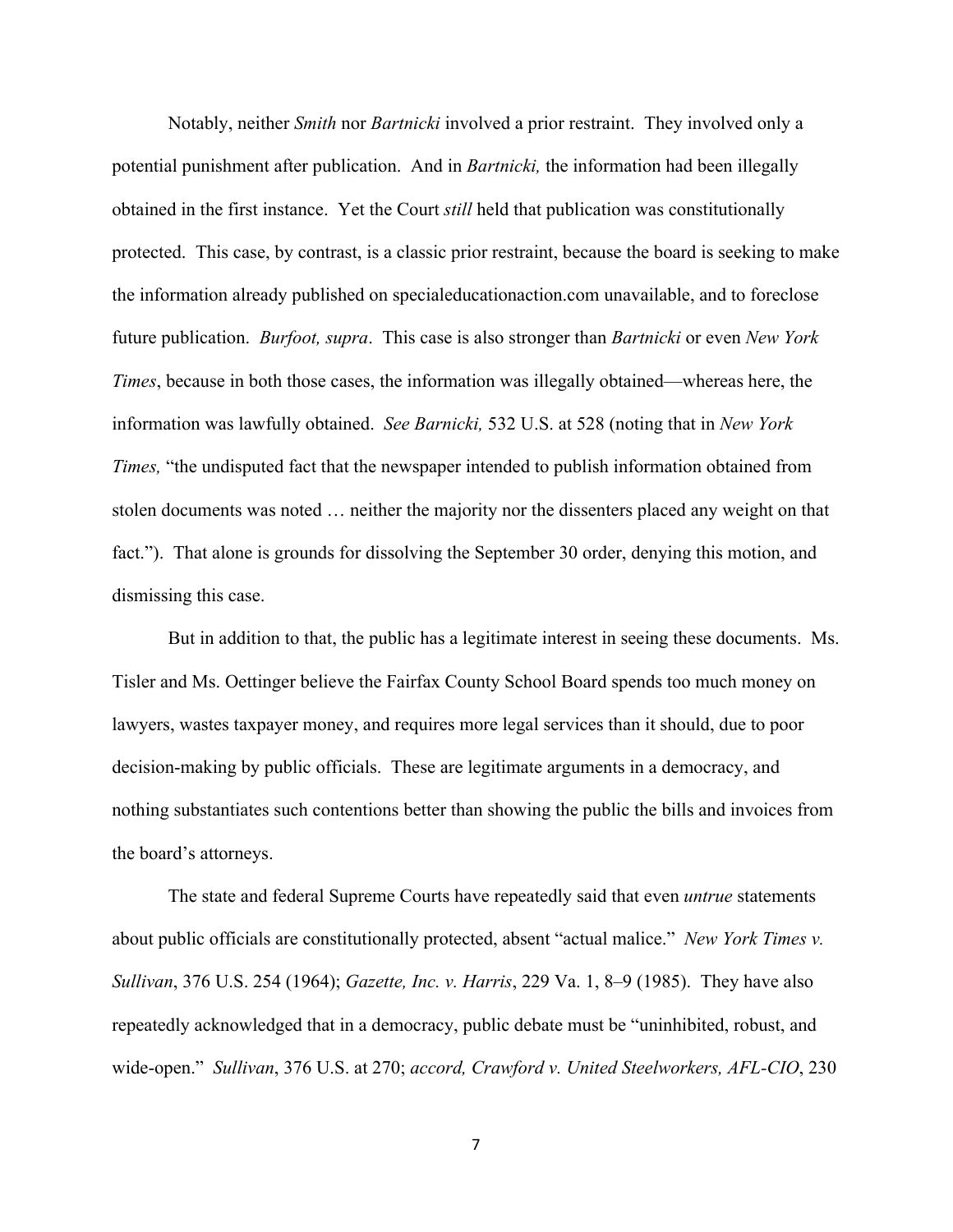Notably, neither *Smith* nor *Bartnicki* involved a prior restraint. They involved only a potential punishment after publication. And in *Bartnicki,* the information had been illegally obtained in the first instance. Yet the Court *still* held that publication was constitutionally protected. This case, by contrast, is a classic prior restraint, because the board is seeking to make the information already published on specialeducationaction.com unavailable, and to foreclose future publication. *Burfoot, supra*. This case is also stronger than *Bartnicki* or even *New York Times*, because in both those cases, the information was illegally obtained—whereas here, the information was lawfully obtained. *See Barnicki,* 532 U.S. at 528 (noting that in *New York Times,* "the undisputed fact that the newspaper intended to publish information obtained from stolen documents was noted … neither the majority nor the dissenters placed any weight on that fact."). That alone is grounds for dissolving the September 30 order, denying this motion, and dismissing this case.

But in addition to that, the public has a legitimate interest in seeing these documents. Ms. Tisler and Ms. Oettinger believe the Fairfax County School Board spends too much money on lawyers, wastes taxpayer money, and requires more legal services than it should, due to poor decision-making by public officials. These are legitimate arguments in a democracy, and nothing substantiates such contentions better than showing the public the bills and invoices from the board's attorneys.

The state and federal Supreme Courts have repeatedly said that even *untrue* statements about public officials are constitutionally protected, absent "actual malice." *New York Times v. Sullivan*, 376 U.S. 254 (1964); *Gazette, Inc. v. Harris*, 229 Va. 1, 8–9 (1985). They have also repeatedly acknowledged that in a democracy, public debate must be "uninhibited, robust, and wide-open." *Sullivan*, 376 U.S. at 270; *accord, Crawford v. United Steelworkers, AFL-CIO*, 230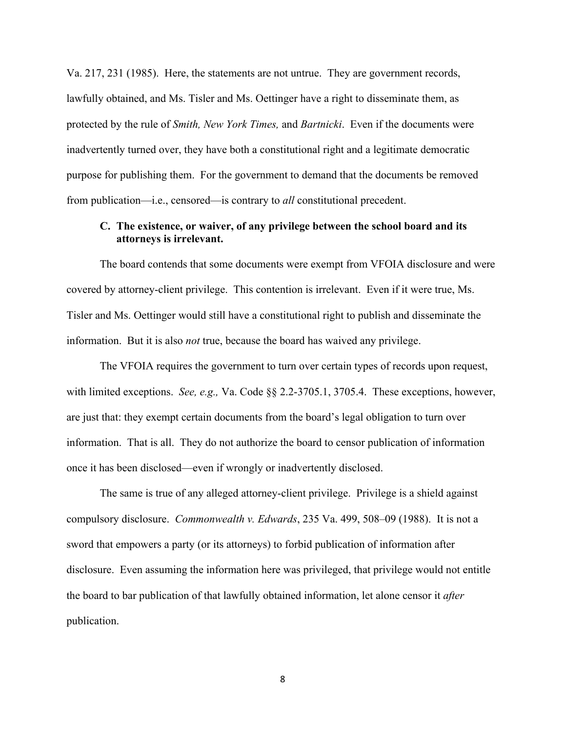Va. 217, 231 (1985). Here, the statements are not untrue. They are government records, lawfully obtained, and Ms. Tisler and Ms. Oettinger have a right to disseminate them, as protected by the rule of *Smith, New York Times,* and *Bartnicki*. Even if the documents were inadvertently turned over, they have both a constitutional right and a legitimate democratic purpose for publishing them. For the government to demand that the documents be removed from publication—i.e., censored—is contrary to *all* constitutional precedent.

### C. The existence, or waiver, of any privilege between the school board and its attorneys is irrelevant.

The board contends that some documents were exempt from VFOIA disclosure and were covered by attorney-client privilege. This contention is irrelevant. Even if it were true, Ms. Tisler and Ms. Oettinger would still have a constitutional right to publish and disseminate the information. But it is also *not* true, because the board has waived any privilege.

The VFOIA requires the government to turn over certain types of records upon request, with limited exceptions. *See, e.g.,* Va. Code §§ 2.2-3705.1, 3705.4. These exceptions, however, are just that: they exempt certain documents from the board's legal obligation to turn over information. That is all. They do not authorize the board to censor publication of information once it has been disclosed—even if wrongly or inadvertently disclosed.

The same is true of any alleged attorney-client privilege. Privilege is a shield against compulsory disclosure. *Commonwealth v. Edwards*, 235 Va. 499, 508–09 (1988). It is not a sword that empowers a party (or its attorneys) to forbid publication of information after disclosure. Even assuming the information here was privileged, that privilege would not entitle the board to bar publication of that lawfully obtained information, let alone censor it *after* publication.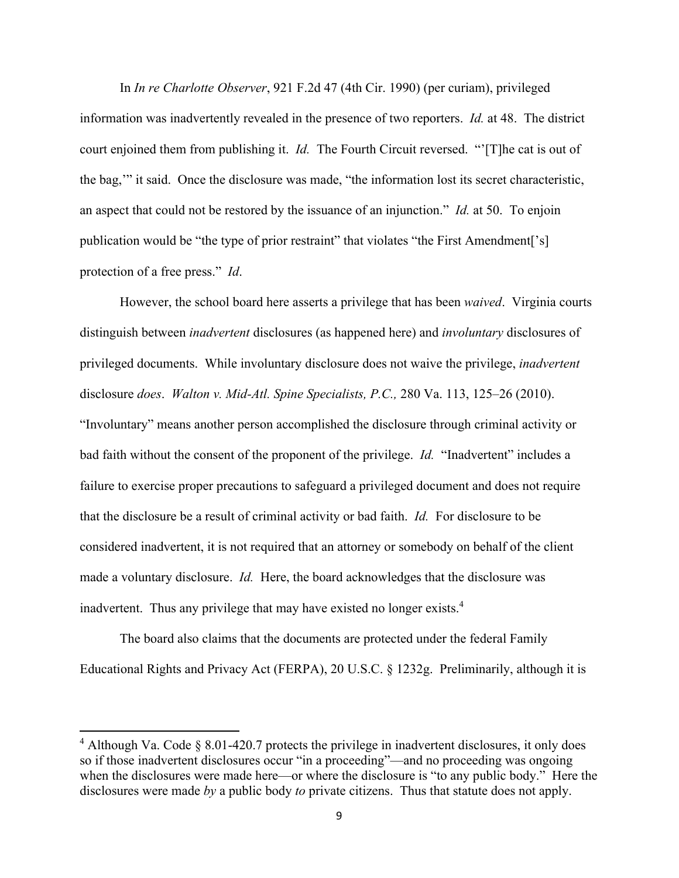In *In re Charlotte Observer*, 921 F.2d 47 (4th Cir. 1990) (per curiam), privileged information was inadvertently revealed in the presence of two reporters. *Id.* at 48. The district court enjoined them from publishing it. *Id.* The Fourth Circuit reversed. "'[T]he cat is out of the bag,'" it said. Once the disclosure was made, "the information lost its secret characteristic, an aspect that could not be restored by the issuance of an injunction." *Id.* at 50. To enjoin publication would be "the type of prior restraint" that violates "the First Amendment['s] protection of a free press." *Id*.

However, the school board here asserts a privilege that has been *waived*. Virginia courts distinguish between *inadvertent* disclosures (as happened here) and *involuntary* disclosures of privileged documents. While involuntary disclosure does not waive the privilege, *inadvertent* disclosure *does*. *Walton v. Mid-Atl. Spine Specialists, P.C.,* 280 Va. 113, 125–26 (2010). "Involuntary" means another person accomplished the disclosure through criminal activity or bad faith without the consent of the proponent of the privilege. *Id.* "Inadvertent" includes a failure to exercise proper precautions to safeguard a privileged document and does not require that the disclosure be a result of criminal activity or bad faith. *Id.* For disclosure to be considered inadvertent, it is not required that an attorney or somebody on behalf of the client made a voluntary disclosure. *Id.* Here, the board acknowledges that the disclosure was inadvertent. Thus any privilege that may have existed no longer exists.[4]

The board also claims that the documents are protected under the federal Family Educational Rights and Privacy Act (FERPA), 20 U.S.C. § 1232g. Preliminarily, although it is

[4] Although Va. Code § 8.01-420.7 protects the privilege in inadvertent disclosures, it only does so if those inadvertent disclosures occur "in a proceeding"—and no proceeding was ongoing when the disclosures were made here—or where the disclosure is "to any public body." Here the disclosures were made *by* a public body *to* private citizens. Thus that statute does not apply.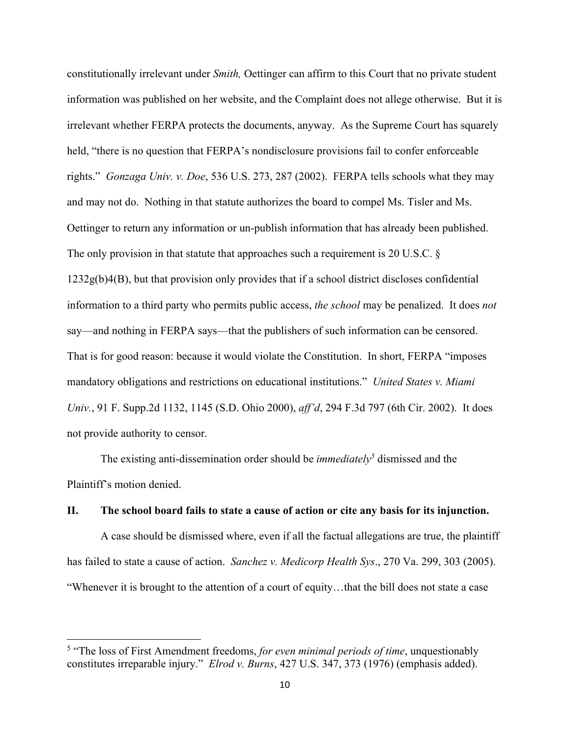constitutionally irrelevant under *Smith,* Oettinger can affirm to this Court that no private student information was published on her website, and the Complaint does not allege otherwise. But it is irrelevant whether FERPA protects the documents, anyway. As the Supreme Court has squarely held, "there is no question that FERPA's nondisclosure provisions fail to confer enforceable rights." *Gonzaga Univ. v. Doe*, 536 U.S. 273, 287 (2002). FERPA tells schools what they may and may not do. Nothing in that statute authorizes the board to compel Ms. Tisler and Ms. Oettinger to return any information or un-publish information that has already been published. The only provision in that statute that approaches such a requirement is 20 U.S.C. § 1232g(b)4(B), but that provision only provides that if a school district discloses confidential information to a third party who permits public access, *the school* may be penalized. It does *not* say—and nothing in FERPA says—that the publishers of such information can be censored. That is for good reason: because it would violate the Constitution. In short, FERPA "imposes mandatory obligations and restrictions on educational institutions." *United States v. Miami Univ.*, 91 F. Supp.2d 1132, 1145 (S.D. Ohio 2000), *aff'd*, 294 F.3d 797 (6th Cir. 2002). It does not provide authority to censor.

The existing anti-dissemination order should be *immediately*[5] dismissed and the Plaintiff's motion denied.

## II. The school board fails to state a cause of action or cite any basis for its injunction.

A case should be dismissed where, even if all the factual allegations are true, the plaintiff has failed to state a cause of action. *Sanchez v. Medicorp Health Sys*., 270 Va. 299, 303 (2005). "Whenever it is brought to the attention of a court of equity…that the bill does not state a case

---

[5] "The loss of First Amendment freedoms, *for even minimal periods of time*, unquestionably constitutes irreparable injury." *Elrod v. Burns*, 427 U.S. 347, 373 (1976) (emphasis added).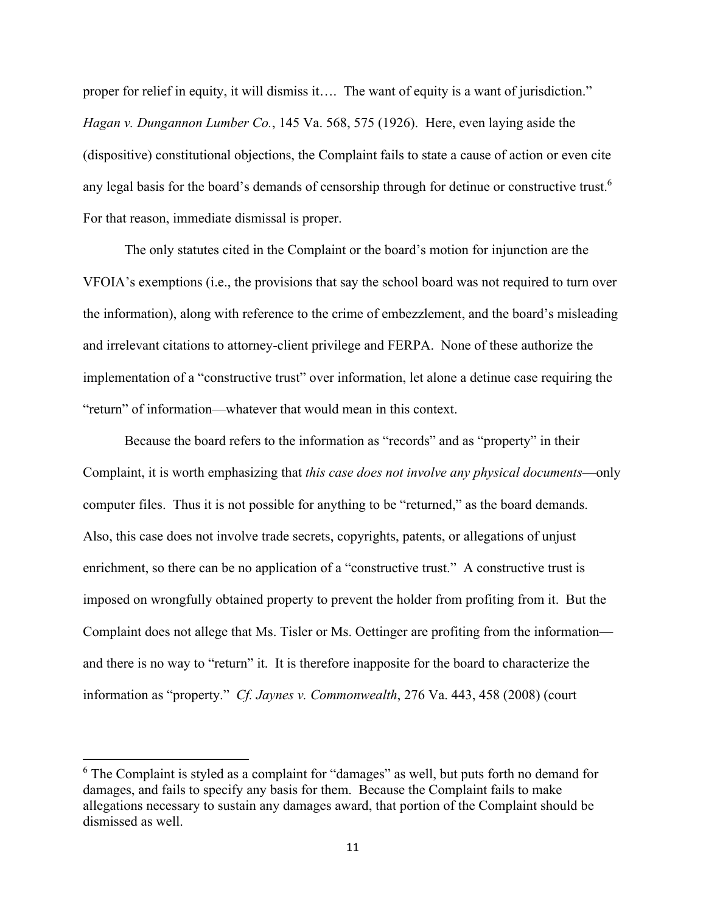proper for relief in equity, it will dismiss it…. The want of equity is a want of jurisdiction." *Hagan v. Dungannon Lumber Co.*, 145 Va. 568, 575 (1926). Here, even laying aside the (dispositive) constitutional objections, the Complaint fails to state a cause of action or even cite any legal basis for the board's demands of censorship through for detinue or constructive trust.[6] For that reason, immediate dismissal is proper.

The only statutes cited in the Complaint or the board's motion for injunction are the VFOIA's exemptions (i.e., the provisions that say the school board was not required to turn over the information), along with reference to the crime of embezzlement, and the board's misleading and irrelevant citations to attorney-client privilege and FERPA. None of these authorize the implementation of a "constructive trust" over information, let alone a detinue case requiring the "return" of information—whatever that would mean in this context.

Because the board refers to the information as "records" and as "property" in their Complaint, it is worth emphasizing that *this case does not involve any physical documents*—only computer files. Thus it is not possible for anything to be "returned," as the board demands. Also, this case does not involve trade secrets, copyrights, patents, or allegations of unjust enrichment, so there can be no application of a "constructive trust." A constructive trust is imposed on wrongfully obtained property to prevent the holder from profiting from it. But the Complaint does not allege that Ms. Tisler or Ms. Oettinger are profiting from the information—and there is no way to "return" it. It is therefore inapposite for the board to characterize the information as "property." *Cf. Jaynes v. Commonwealth*, 276 Va. 443, 458 (2008) (court

---

[6] The Complaint is styled as a complaint for "damages" as well, but puts forth no demand for damages, and fails to specify any basis for them. Because the Complaint fails to make allegations necessary to sustain any damages award, that portion of the Complaint should be dismissed as well.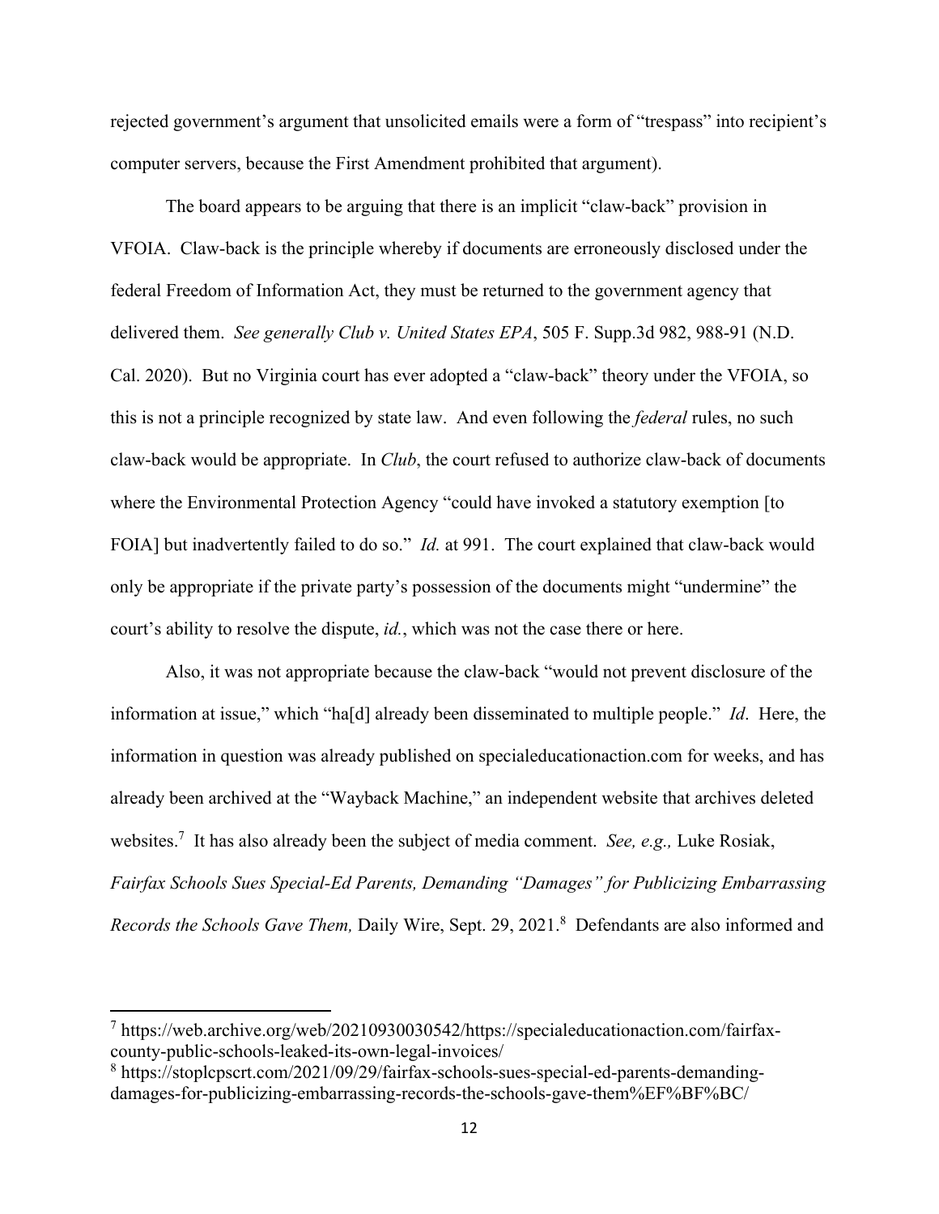rejected government's argument that unsolicited emails were a form of "trespass" into recipient's computer servers, because the First Amendment prohibited that argument).

The board appears to be arguing that there is an implicit "claw-back" provision in VFOIA. Claw-back is the principle whereby if documents are erroneously disclosed under the federal Freedom of Information Act, they must be returned to the government agency that delivered them. *See generally Club v. United States EPA*, 505 F. Supp.3d 982, 988-91 (N.D. Cal. 2020). But no Virginia court has ever adopted a "claw-back" theory under the VFOIA, so this is not a principle recognized by state law. And even following the *federal* rules, no such claw-back would be appropriate. In *Club*, the court refused to authorize claw-back of documents where the Environmental Protection Agency "could have invoked a statutory exemption [to FOIA] but inadvertently failed to do so." *Id.* at 991. The court explained that claw-back would only be appropriate if the private party's possession of the documents might "undermine" the court's ability to resolve the dispute, *id.*, which was not the case there or here.

Also, it was not appropriate because the claw-back "would not prevent disclosure of the information at issue," which "ha[d] already been disseminated to multiple people." *Id*. Here, the information in question was already published on specialeducationaction.com for weeks, and has already been archived at the "Wayback Machine," an independent website that archives deleted websites.[7] It has also already been the subject of media comment. *See, e.g.,* Luke Rosiak, *Fairfax Schools Sues Special-Ed Parents, Demanding "Damages" for Publicizing Embarrassing Records the Schools Gave Them,* Daily Wire, Sept. 29, 2021.[8] Defendants are also informed and

---

[7] https://web.archive.org/web/20210930030542/https://specialeducationaction.com/fairfax-county-public-schools-leaked-its-own-legal-invoices/

[8] https://stoplcpscrt.com/2021/09/29/fairfax-schools-sues-special-ed-parents-demanding-damages-for-publicizing-embarrassing-records-the-schools-gave-them%EF%BF%BC/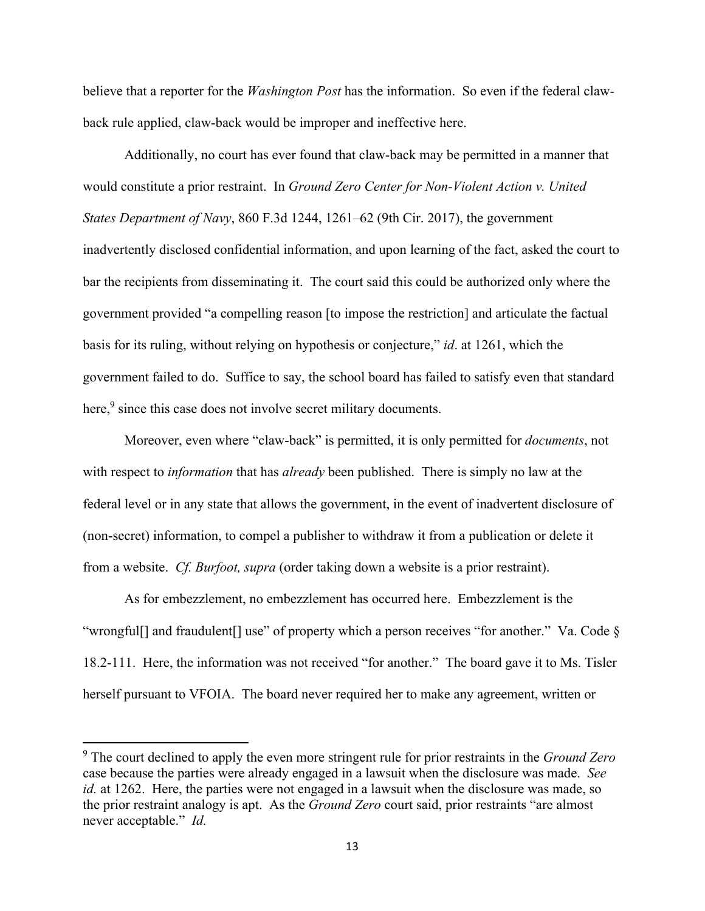believe that a reporter for the *Washington Post* has the information. So even if the federal claw-back rule applied, claw-back would be improper and ineffective here.

Additionally, no court has ever found that claw-back may be permitted in a manner that would constitute a prior restraint. In *Ground Zero Center for Non-Violent Action v. United States Department of Navy*, 860 F.3d 1244, 1261–62 (9th Cir. 2017), the government inadvertently disclosed confidential information, and upon learning of the fact, asked the court to bar the recipients from disseminating it. The court said this could be authorized only where the government provided "a compelling reason [to impose the restriction] and articulate the factual basis for its ruling, without relying on hypothesis or conjecture," *id*. at 1261, which the government failed to do. Suffice to say, the school board has failed to satisfy even that standard here,[9] since this case does not involve secret military documents.

Moreover, even where "claw-back" is permitted, it is only permitted for *documents*, not with respect to *information* that has *already* been published. There is simply no law at the federal level or in any state that allows the government, in the event of inadvertent disclosure of (non-secret) information, to compel a publisher to withdraw it from a publication or delete it from a website. *Cf. Burfoot, supra* (order taking down a website is a prior restraint).

As for embezzlement, no embezzlement has occurred here. Embezzlement is the "wrongful[] and fraudulent[] use" of property which a person receives "for another." Va. Code § 18.2-111. Here, the information was not received "for another." The board gave it to Ms. Tisler herself pursuant to VFOIA. The board never required her to make any agreement, written or

---

[9] The court declined to apply the even more stringent rule for prior restraints in the *Ground Zero* case because the parties were already engaged in a lawsuit when the disclosure was made. *See id.* at 1262. Here, the parties were not engaged in a lawsuit when the disclosure was made, so the prior restraint analogy is apt. As the *Ground Zero* court said, prior restraints "are almost never acceptable." *Id.*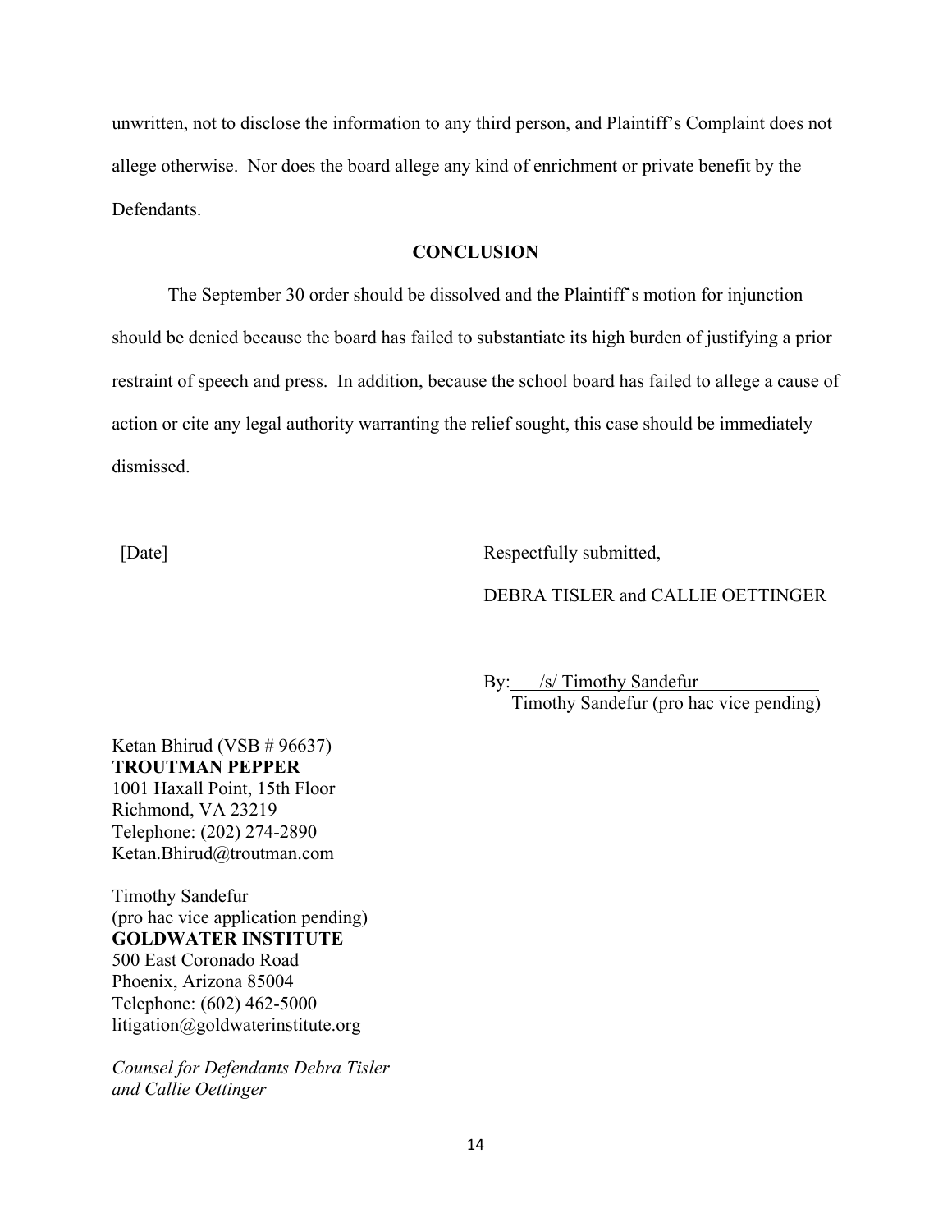unwritten, not to disclose the information to any third person, and Plaintiff's Complaint does not allege otherwise. Nor does the board allege any kind of enrichment or private benefit by the Defendants.

## CONCLUSION

The September 30 order should be dissolved and the Plaintiff's motion for injunction should be denied because the board has failed to substantiate its high burden of justifying a prior restraint of speech and press. In addition, because the school board has failed to allege a cause of action or cite any legal authority warranting the relief sought, this case should be immediately dismissed.

[Date]

Respectfully submitted,

DEBRA TISLER and CALLIE OETTINGER

By: /s/ Timothy Sandefur
Timothy Sandefur (pro hac vice pending)

Ketan Bhirud (VSB # 96637)
**TROUTMAN PEPPER**
1001 Haxall Point, 15th Floor
Richmond, VA 23219
Telephone: (202) 274-2890
Ketan.Bhirud@troutman.com

Timothy Sandefur
(pro hac vice application pending)
**GOLDWATER INSTITUTE**
500 East Coronado Road
Phoenix, Arizona 85004
Telephone: (602) 462-5000
litigation@goldwaterinstitute.org

*Counsel for Defendants Debra Tisler and Callie Oettinger*